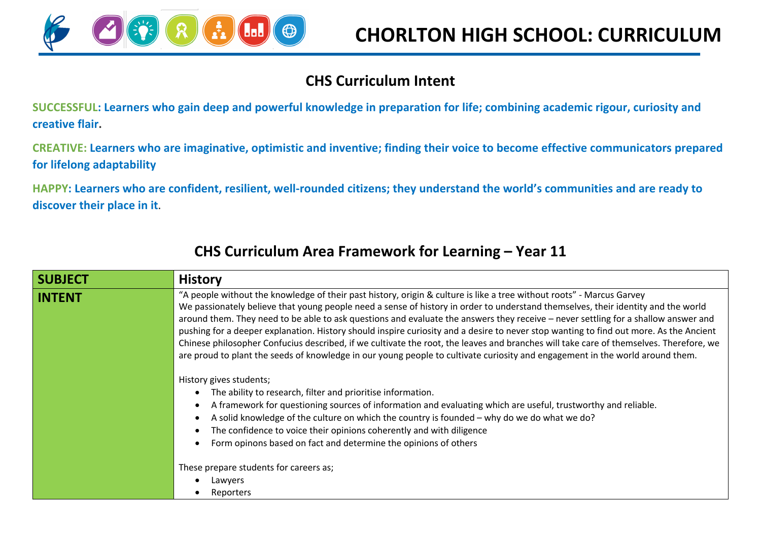# CHORLTON HIGH SCHOOL: CURRICULUM

## CHS Curriculum Intent

**SUCCESSFUL: Learners who gain deep and powerful knowledge in preparation for life; combining academic rigour, curiosity and creative flair.**

**CREATIVE: Learners who are imaginative, optimistic and inventive; finding their voice to become effective communicators prepared for lifelong adaptability**

**HAPPY: Learners who are confident, resilient, well-rounded citizens; they understand the world's communities and are ready to discover their place in it.**

## CHS Curriculum Area Framework for Learning – Year 11

| **SUBJECT** | **History** |
|---|---|
| **INTENT** | "A people without the knowledge of their past history, origin & culture is like a tree without roots" - Marcus Garvey<br>We passionately believe that young people need a sense of history in order to understand themselves, their identity and the world around them. They need to be able to ask questions and evaluate the answers they receive – never settling for a shallow answer and pushing for a deeper explanation. History should inspire curiosity and a desire to never stop wanting to find out more. As the Ancient Chinese philosopher Confucius described, if we cultivate the root, the leaves and branches will take care of themselves. Therefore, we are proud to plant the seeds of knowledge in our young people to cultivate curiosity and engagement in the world around them.<br><br>History gives students;<br>• The ability to research, filter and prioritise information.<br>• A framework for questioning sources of information and evaluating which are useful, trustworthy and reliable.<br>• A solid knowledge of the culture on which the country is founded – why do we do what we do?<br>• The confidence to voice their opinions coherently and with diligence<br>• Form opinons based on fact and determine the opinions of others<br><br>These prepare students for careers as;<br>• Lawyers<br>• Reporters |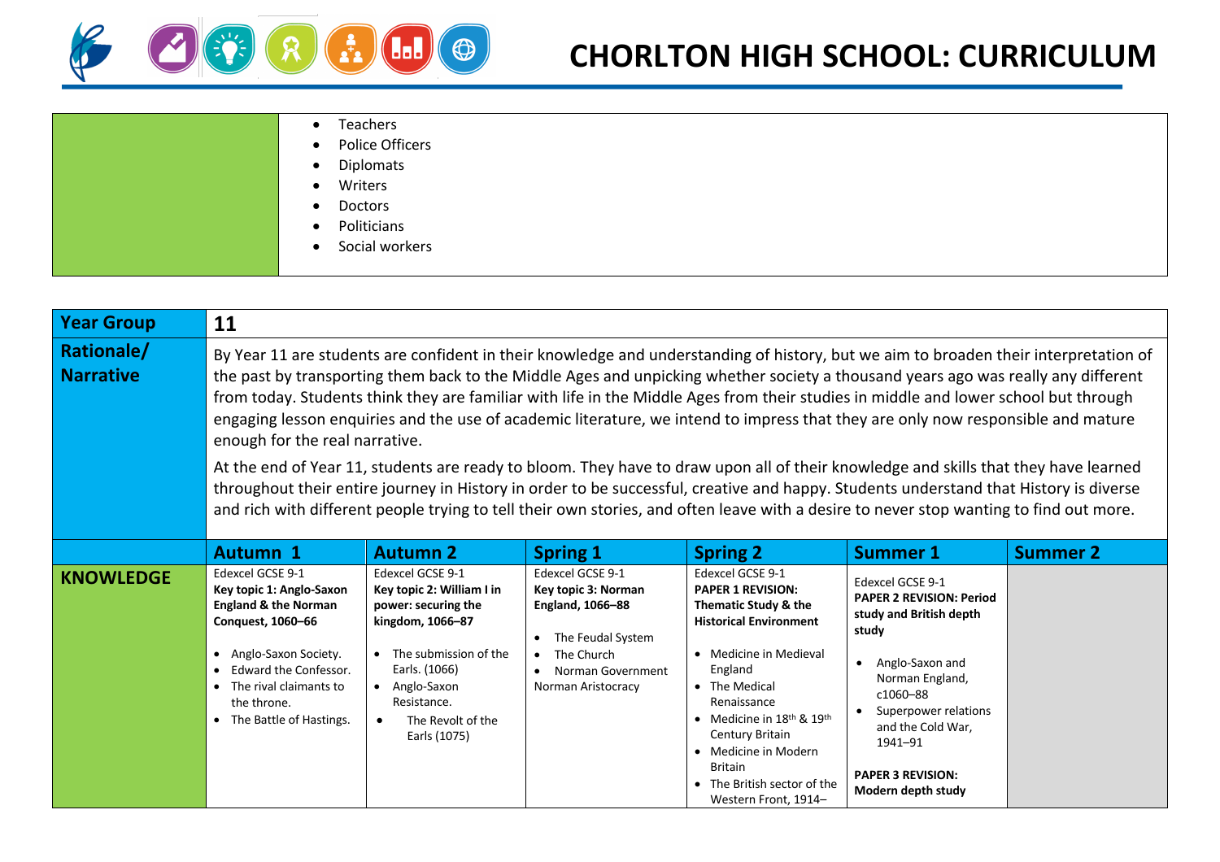# CHORLTON HIGH SCHOOL: CURRICULUM

| | |
|---|---|
| | • Teachers<br>• Police Officers<br>• Diplomats<br>• Writers<br>• Doctors<br>• Politicians<br>• Social workers |

| **Year Group** | **11** | | | | | |
|---|---|---|---|---|---|---|
| **Rationale/ Narrative** | By Year 11 are students are confident in their knowledge and understanding of history, but we aim to broaden their interpretation of the past by transporting them back to the Middle Ages and unpicking whether society a thousand years ago was really any different from today. Students think they are familiar with life in the Middle Ages from their studies in middle and lower school but through engaging lesson enquiries and the use of academic literature, we intend to impress that they are only now responsible and mature enough for the real narrative.<br><br>At the end of Year 11, students are ready to bloom. They have to draw upon all of their knowledge and skills that they have learned throughout their entire journey in History in order to be successful, creative and happy. Students understand that History is diverse and rich with different people trying to tell their own stories, and often leave with a desire to never stop wanting to find out more. | | | | | |
| | **Autumn 1** | **Autumn 2** | **Spring 1** | **Spring 2** | **Summer 1** | **Summer 2** |
| **KNOWLEDGE** | Edexcel GCSE 9-1<br>**Key topic 1: Anglo-Saxon England & the Norman Conquest, 1060–66**<br><br>• Anglo-Saxon Society.<br>• Edward the Confessor.<br>• The rival claimants to the throne.<br>• The Battle of Hastings. | Edexcel GCSE 9-1<br>**Key topic 2: William I in power: securing the kingdom, 1066–87**<br><br>• The submission of the Earls. (1066)<br>• Anglo-Saxon Resistance.<br>• The Revolt of the Earls (1075) | Edexcel GCSE 9-1<br>**Key topic 3: Norman England, 1066–88**<br><br>• The Feudal System<br>• The Church<br>• Norman Government<br>Norman Aristocracy | Edexcel GCSE 9-1<br>**PAPER 1 REVISION: Thematic Study & the Historical Environment**<br><br>• Medicine in Medieval England<br>• The Medical Renaissance<br>• Medicine in 18th & 19th Century Britain<br>• Medicine in Modern Britain<br>• The British sector of the Western Front, 1914– | Edexcel GCSE 9-1<br>**PAPER 2 REVISION: Period study and British depth study**<br><br>• Anglo-Saxon and Norman England, c1060–88<br>• Superpower relations and the Cold War, 1941–91<br><br>**PAPER 3 REVISION: Modern depth study** | |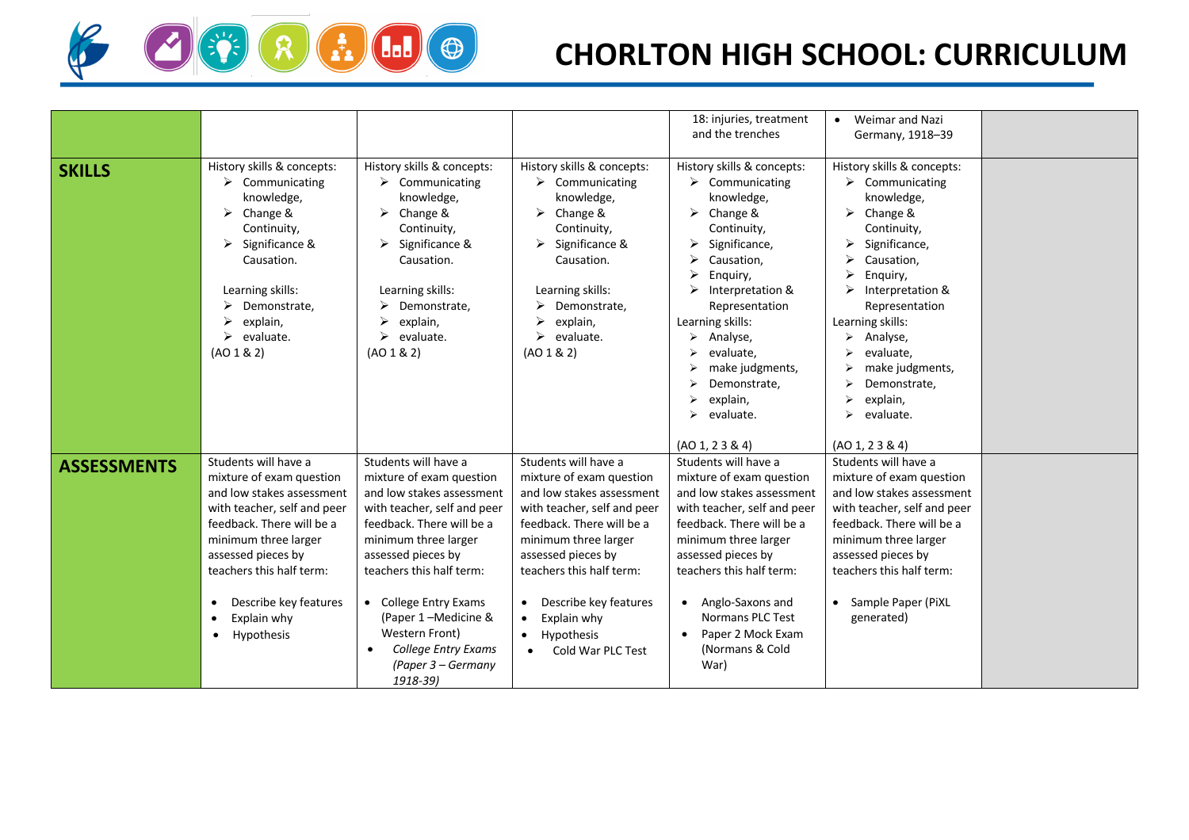# CHORLTON HIGH SCHOOL: CURRICULUM

| | | | | | | |
|---|---|---|---|---|---|---|
| | | | | 18: injuries, treatment and the trenches | • Weimar and Nazi Germany, 1918–39 | |
| **SKILLS** | History skills & concepts:<br>➢ Communicating knowledge,<br>➢ Change & Continuity,<br>➢ Significance & Causation.<br><br>Learning skills:<br>➢ Demonstrate,<br>➢ explain,<br>➢ evaluate.<br>(AO 1 & 2) | History skills & concepts:<br>➢ Communicating knowledge,<br>➢ Change & Continuity,<br>➢ Significance & Causation.<br><br>Learning skills:<br>➢ Demonstrate,<br>➢ explain,<br>➢ evaluate.<br>(AO 1 & 2) | History skills & concepts:<br>➢ Communicating knowledge,<br>➢ Change & Continuity,<br>➢ Significance & Causation.<br><br>Learning skills:<br>➢ Demonstrate,<br>➢ explain,<br>➢ evaluate.<br>(AO 1 & 2) | History skills & concepts:<br>➢ Communicating knowledge,<br>➢ Change & Continuity,<br>➢ Significance,<br>➢ Causation,<br>➢ Enquiry,<br>➢ Interpretation & Representation<br>Learning skills:<br>➢ Analyse,<br>➢ evaluate,<br>➢ make judgments,<br>➢ Demonstrate,<br>➢ explain,<br>➢ evaluate.<br><br>(AO 1, 2 3 & 4) | History skills & concepts:<br>➢ Communicating knowledge,<br>➢ Change & Continuity,<br>➢ Significance,<br>➢ Causation,<br>➢ Enquiry,<br>➢ Interpretation & Representation<br>Learning skills:<br>➢ Analyse,<br>➢ evaluate,<br>➢ make judgments,<br>➢ Demonstrate,<br>➢ explain,<br>➢ evaluate.<br><br>(AO 1, 2 3 & 4) | |
| **ASSESSMENTS** | Students will have a mixture of exam question and low stakes assessment with teacher, self and peer feedback. There will be a minimum three larger assessed pieces by teachers this half term:<br><br>• Describe key features<br>• Explain why<br>• Hypothesis | Students will have a mixture of exam question and low stakes assessment with teacher, self and peer feedback. There will be a minimum three larger assessed pieces by teachers this half term:<br><br>• College Entry Exams (Paper 1 –Medicine & Western Front)<br>• *College Entry Exams (Paper 3 – Germany 1918-39)* | Students will have a mixture of exam question and low stakes assessment with teacher, self and peer feedback. There will be a minimum three larger assessed pieces by teachers this half term:<br><br>• Describe key features<br>• Explain why<br>• Hypothesis<br>• Cold War PLC Test | Students will have a mixture of exam question and low stakes assessment with teacher, self and peer feedback. There will be a minimum three larger assessed pieces by teachers this half term:<br><br>• Anglo-Saxons and Normans PLC Test<br>• Paper 2 Mock Exam (Normans & Cold War) | Students will have a mixture of exam question and low stakes assessment with teacher, self and peer feedback. There will be a minimum three larger assessed pieces by teachers this half term:<br><br>• Sample Paper (PiXL generated) | |